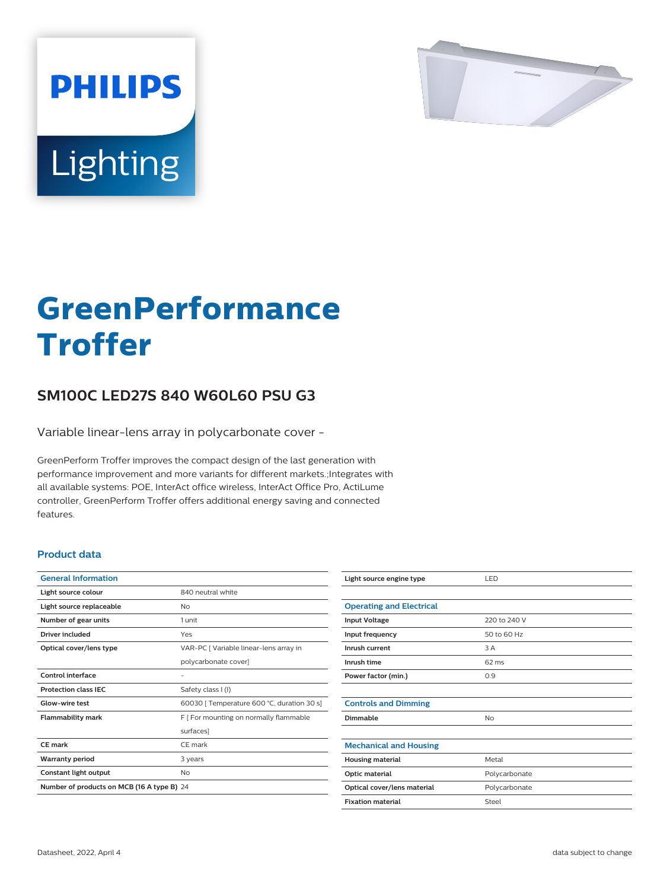# GreenPerformance Troffer

## SM100C LED27S 840 W60L60 PSU G3

Variable linear-lens array in polycarbonate cover -

GreenPerform Troffer improves the compact design of the last generation with performance improvement and more variants for different markets.;Integrates with all available systems: POE, InterAct office wireless, InterAct Office Pro, ActiLume controller, GreenPerform Troffer offers additional energy saving and connected features.

### Product data

| General Information | |
|---|---|
| Light source colour | 840 neutral white |
| Light source replaceable | No |
| Number of gear units | 1 unit |
| Driver included | Yes |
| Optical cover/lens type | VAR-PC [ Variable linear-lens array in polycarbonate cover] |
| Control interface | - |
| Protection class IEC | Safety class I (I) |
| Glow-wire test | 60030 [ Temperature 600 °C, duration 30 s] |
| Flammability mark | F [ For mounting on normally flammable surfaces] |
| CE mark | CE mark |
| Warranty period | 3 years |
| Constant light output | No |
| Number of products on MCB (16 A type B) | 24 |
| Light source engine type | LED |

| Operating and Electrical | |
|---|---|
| Input Voltage | 220 to 240 V |
| Input frequency | 50 to 60 Hz |
| Inrush current | 3 A |
| Inrush time | 62 ms |
| Power factor (min.) | 0.9 |

| Controls and Dimming | |
|---|---|
| Dimmable | No |

| Mechanical and Housing | |
|---|---|
| Housing material | Metal |
| Optic material | Polycarbonate |
| Optical cover/lens material | Polycarbonate |
| Fixation material | Steel |

Datasheet, 2022, April 4

data subject to change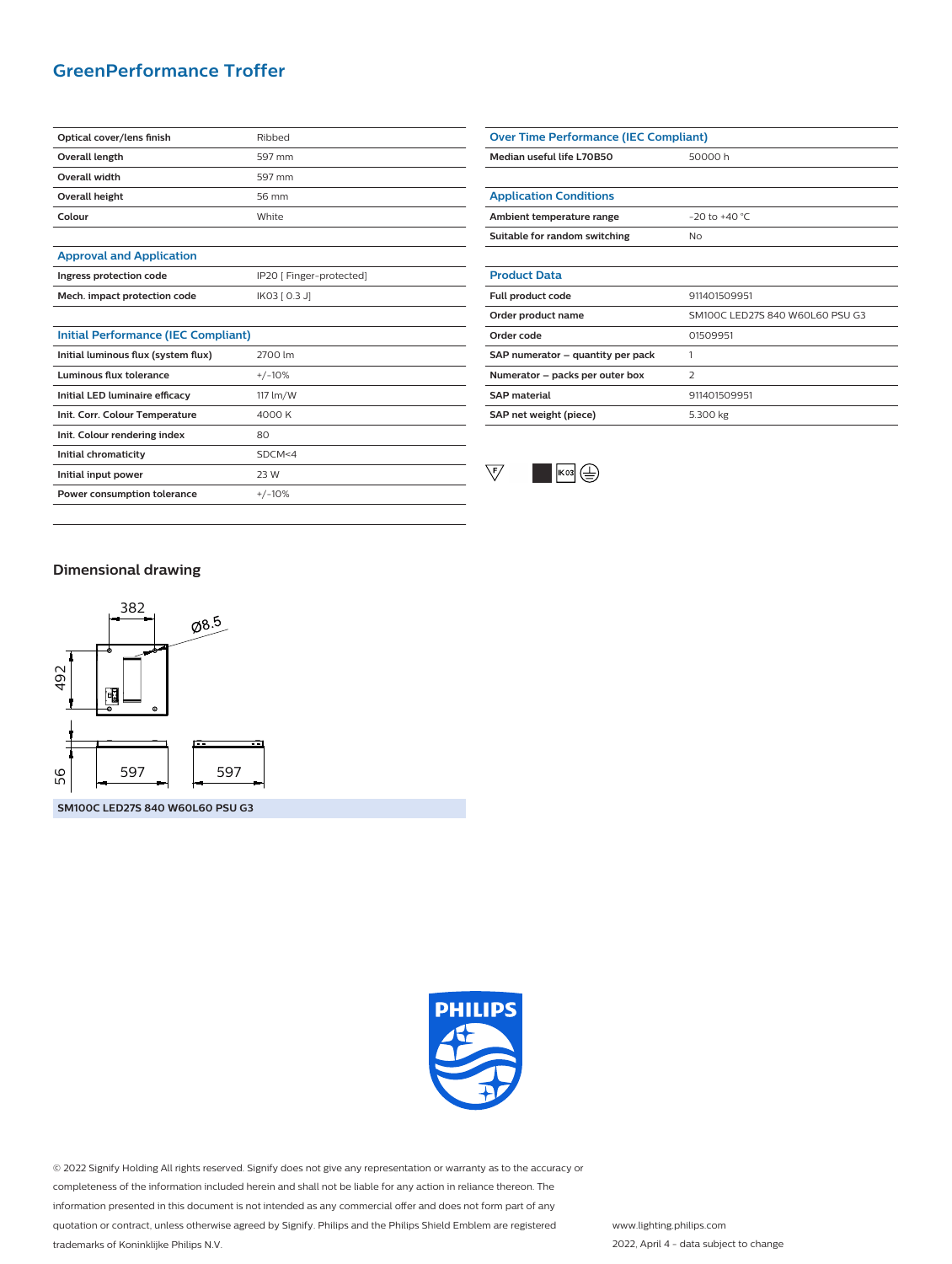## GreenPerformance Troffer

| | |
|---|---|
| Optical cover/lens finish | Ribbed |
| Overall length | 597 mm |
| Overall width | 597 mm |
| Overall height | 56 mm |
| Colour | White |

### Approval and Application

| | |
|---|---|
| Ingress protection code | IP20 [ Finger-protected] |
| Mech. impact protection code | IK03 [ 0.3 J] |

### Initial Performance (IEC Compliant)

| | |
|---|---|
| Initial luminous flux (system flux) | 2700 lm |
| Luminous flux tolerance | +/-10% |
| Initial LED luminaire efficacy | 117 lm/W |
| Init. Corr. Colour Temperature | 4000 K |
| Init. Colour rendering index | 80 |
| Initial chromaticity | SDCM<4 |
| Initial input power | 23 W |
| Power consumption tolerance | +/-10% |

### Over Time Performance (IEC Compliant)

| | |
|---|---|
| Median useful life L70B50 | 50000 h |

### Application Conditions

| | |
|---|---|
| Ambient temperature range | -20 to +40 °C |
| Suitable for random switching | No |

### Product Data

| | |
|---|---|
| Full product code | 911401509951 |
| Order product name | SM100C LED27S 840 W60L60 PSU G3 |
| Order code | 01509951 |
| SAP numerator – quantity per pack | 1 |
| Numerator – packs per outer box | 2 |
| SAP material | 911401509951 |
| SAP net weight (piece) | 5.300 kg |

### Dimensional drawing

382
Ø8.5
492
56
597
597

SM100C LED27S 840 W60L60 PSU G3

© 2022 Signify Holding All rights reserved. Signify does not give any representation or warranty as to the accuracy or completeness of the information included herein and shall not be liable for any action in reliance thereon. The information presented in this document is not intended as any commercial offer and does not form part of any quotation or contract, unless otherwise agreed by Signify. Philips and the Philips Shield Emblem are registered trademarks of Koninklijke Philips N.V.

www.lighting.philips.com
2022, April 4 - data subject to change